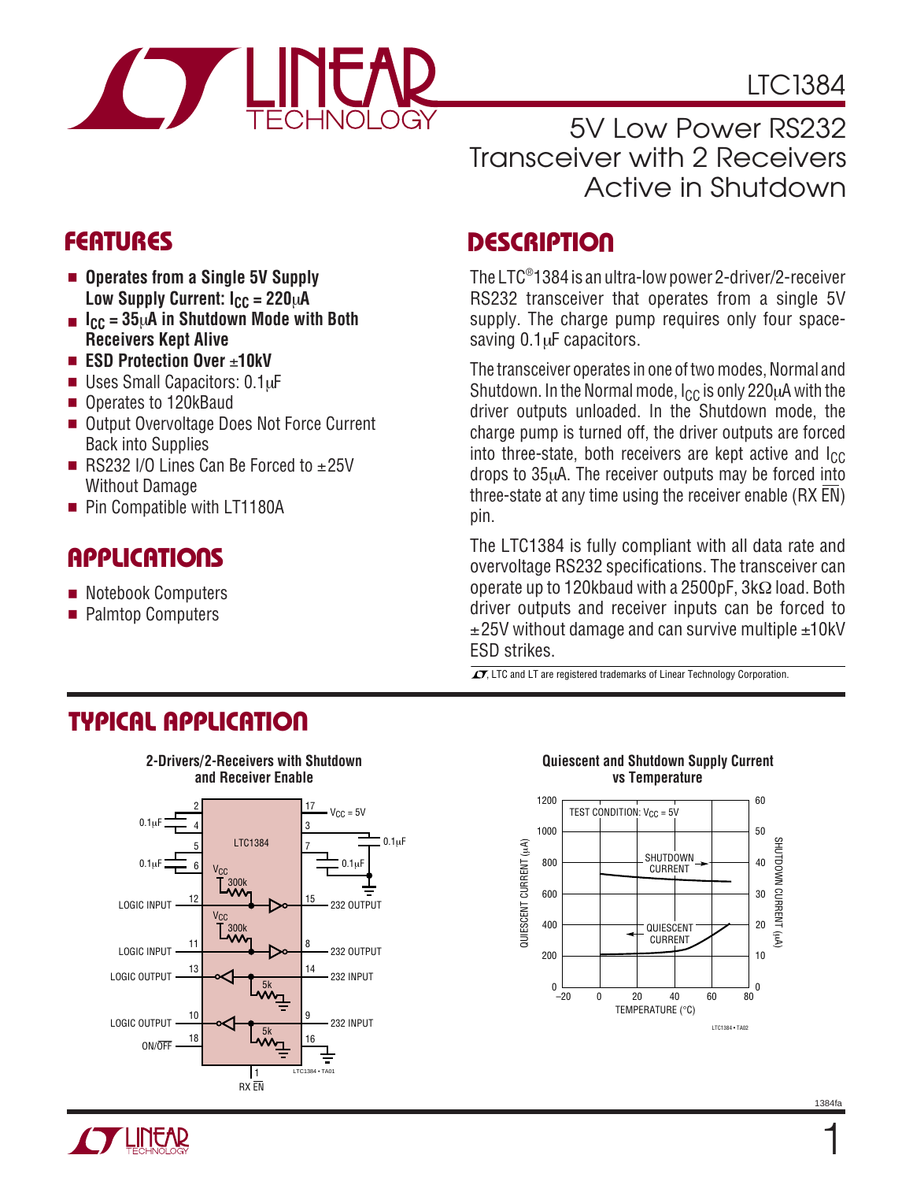# LTC1384

## 5V Low Power RS232 Transceiver with 2 Receivers Active in Shutdown

## FEATURES

- **Operates from a Single 5V Supply**
  **Low Supply Current: $I_{CC}$ = 220μA**
- **$I_{CC}$ = 35μA in Shutdown Mode with Both Receivers Kept Alive**
- **ESD Protection Over ±10kV**
- Uses Small Capacitors: 0.1μF
- Operates to 120kBaud
- Output Overvoltage Does Not Force Current Back into Supplies
- RS232 I/O Lines Can Be Forced to ±25V Without Damage
- Pin Compatible with LT1180A

## APPLICATIONS

- Notebook Computers
- Palmtop Computers

## DESCRIPTION

The LTC®1384 is an ultra-low power 2-driver/2-receiver RS232 transceiver that operates from a single 5V supply. The charge pump requires only four space-saving 0.1μF capacitors.

The transceiver operates in one of two modes, Normal and Shutdown. In the Normal mode, $I_{CC}$ is only 220μA with the driver outputs unloaded. In the Shutdown mode, the charge pump is turned off, the driver outputs are forced into three-state, both receivers are kept active and $I_{CC}$ drops to 35μA. The receiver outputs may be forced into three-state at any time using the receiver enable (RX $\overline{EN}$) pin.

The LTC1384 is fully compliant with all data rate and overvoltage RS232 specifications. The transceiver can operate up to 120kbaud with a 2500pF, 3kΩ load. Both driver outputs and receiver inputs can be forced to ±25V without damage and can survive multiple ±10kV ESD strikes.

LT, LTC and LT are registered trademarks of Linear Technology Corporation.

## TYPICAL APPLICATION

**2-Drivers/2-Receivers with Shutdown and Receiver Enable**

**Quiescent and Shutdown Supply Current vs Temperature**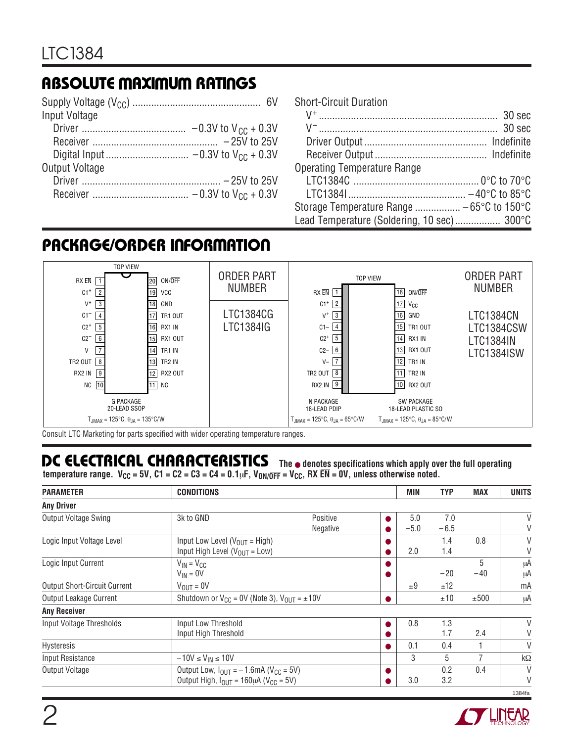## ABSOLUTE MAXIMUM RATINGS

Supply Voltage ($V_{CC}$) ............................................... 6V
Input Voltage
- Driver ....................................... −0.3V to $V_{CC}$ + 0.3V
- Receiver ............................................... −25V to 25V
- Digital Input .............................. −0.3V to $V_{CC}$ + 0.3V

Output Voltage
- Driver .................................................... −25V to 25V
- Receiver ................................... −0.3V to $V_{CC}$ + 0.3V

Short-Circuit Duration
- $V^+$ ................................................................... 30 sec
- $V^-$ ................................................................... 30 sec
- Driver Output ............................................ Indefinite
- Receiver Output .......................................... Indefinite

Operating Temperature Range
- LTC1384C .............................................. 0°C to 70°C
- LTC1384I ........................................... −40°C to 85°C

Storage Temperature Range ................. −65°C to 150°C
Lead Temperature (Soldering, 10 sec)................. 300°C

## PACKAGE/ORDER INFORMATION

**G PACKAGE, 20-LEAD SSOP (TOP VIEW)** — $T_{JMAX}$ = 125°C, $\theta_{JA}$ = 135°C/W

| Pin | Name | Pin | Name |
|---|---|---|---|
| 1 | RX $\overline{EN}$ | 20 | ON/$\overline{OFF}$ |
| 2 | $C1^+$ | 19 | VCC |
| 3 | $V^+$ | 18 | GND |
| 4 | $C1^-$ | 17 | TR1 OUT |
| 5 | $C2^+$ | 16 | RX1 IN |
| 6 | $C2^-$ | 15 | RX1 OUT |
| 7 | $V^-$ | 14 | TR1 IN |
| 8 | TR2 OUT | 13 | TR2 IN |
| 9 | RX2 IN | 12 | RX2 OUT |
| 10 | NC | 11 | NC |

ORDER PART NUMBER: LTC1384CG, LTC1384IG

**N PACKAGE, 18-LEAD PDIP / SW PACKAGE, 18-LEAD PLASTIC SO (TOP VIEW)** — N: $T_{JMAX}$ = 125°C, $\theta_{JA}$ = 65°C/W; SW: $T_{JMAX}$ = 125°C, $\theta_{JA}$ = 85°C/W

| Pin | Name | Pin | Name |
|---|---|---|---|
| 1 | RX $\overline{EN}$ | 18 | ON/$\overline{OFF}$ |
| 2 | $C1^+$ | 17 | $V_{CC}$ |
| 3 | $V^+$ | 16 | GND |
| 4 | C1– | 15 | TR1 OUT |
| 5 | $C2^+$ | 14 | RX1 IN |
| 6 | C2– | 13 | RX1 OUT |
| 7 | V– | 12 | TR1 IN |
| 8 | TR2 OUT | 11 | TR2 IN |
| 9 | RX2 IN | 10 | RX2 OUT |

ORDER PART NUMBER: LTC1384CN, LTC1384CSW, LTC1384IN, LTC1384ISW

Consult LTC Marketing for parts specified with wider operating temperature ranges.

## DC ELECTRICAL CHARACTERISTICS

**The ● denotes specifications which apply over the full operating temperature range. $V_{CC}$ = 5V, C1 = C2 = C3 = C4 = 0.1µF, $V_{ON/\overline{OFF}}$ = $V_{CC}$, RX $\overline{EN}$ = 0V, unless otherwise noted.**

| PARAMETER | CONDITIONS | | | MIN | TYP | MAX | UNITS |
|---|---|---|---|---|---|---|---|
| **Any Driver** | | | | | | | |
| Output Voltage Swing | 3k to GND | Positive | ● | 5.0 | 7.0 | | V |
| | | Negative | ● | −5.0 | −6.5 | | V |
| Logic Input Voltage Level | Input Low Level ($V_{OUT}$ = High) | | ● | | 1.4 | 0.8 | V |
| | Input High Level ($V_{OUT}$ = Low) | | ● | 2.0 | 1.4 | | V |
| Logic Input Current | $V_{IN}$ = $V_{CC}$ | | ● | | | 5 | µA |
| | $V_{IN}$ = 0V | | ● | | −20 | −40 | µA |
| Output Short-Circuit Current | $V_{OUT}$ = 0V | | | ±9 | ±12 | | mA |
| Output Leakage Current | Shutdown or $V_{CC}$ = 0V (Note 3), $V_{OUT}$ = ±10V | | ● | | ±10 | ±500 | µA |
| **Any Receiver** | | | | | | | |
| Input Voltage Thresholds | Input Low Threshold | | ● | 0.8 | 1.3 | | V |
| | Input High Threshold | | ● | | 1.7 | 2.4 | V |
| Hysteresis | | | ● | 0.1 | 0.4 | 1 | V |
| Input Resistance | −10V ≤ $V_{IN}$ ≤ 10V | | | 3 | 5 | 7 | kΩ |
| Output Voltage | Output Low, $I_{OUT}$ = −1.6mA ($V_{CC}$ = 5V) | | ● | | 0.2 | 0.4 | V |
| | Output High, $I_{OUT}$ = 160µA ($V_{CC}$ = 5V) | | ● | 3.0 | 3.2 | | V |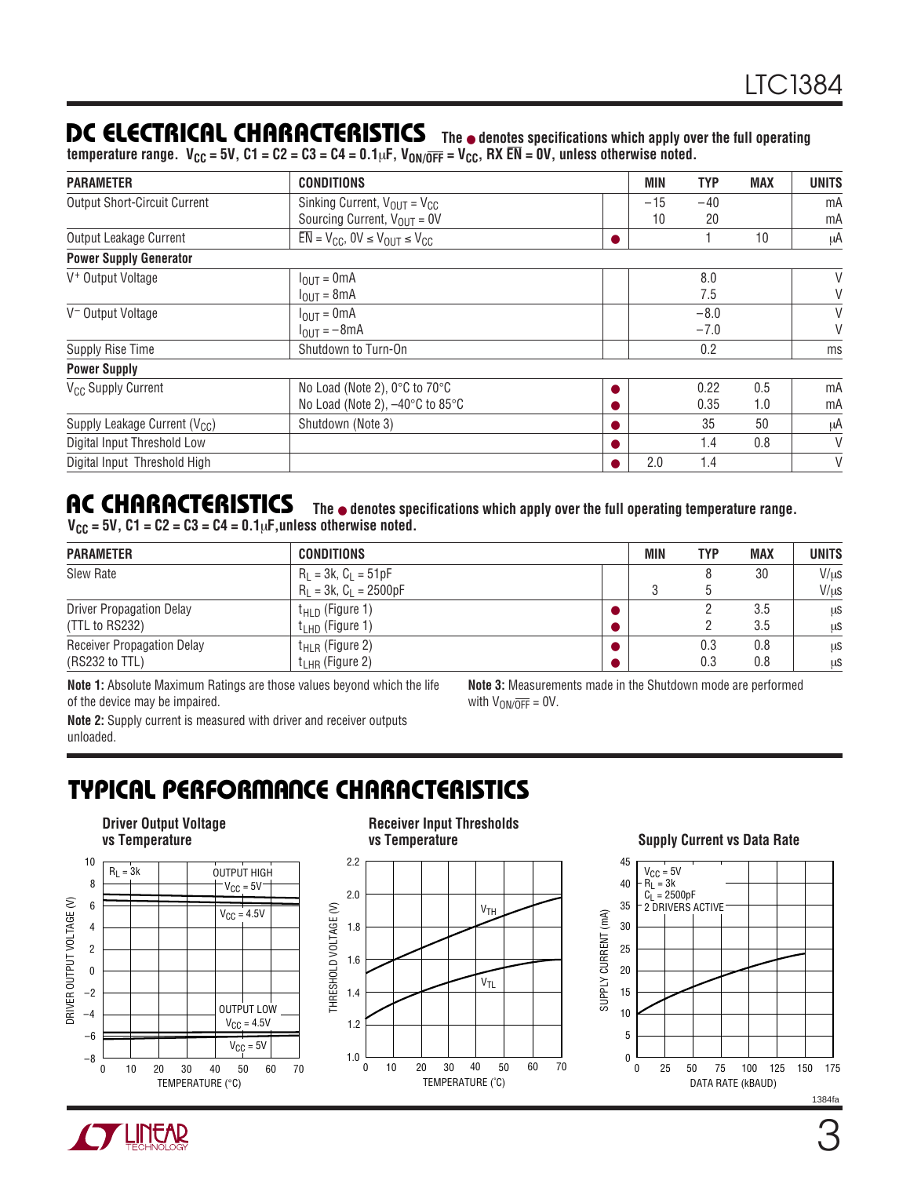## DC ELECTRICAL CHARACTERISTICS

**The ● denotes specifications which apply over the full operating temperature range. $V_{CC}$ = 5V, C1 = C2 = C3 = C4 = 0.1μF, $V_{ON/\overline{OFF}} = V_{CC}$, RX $\overline{EN}$ = 0V, unless otherwise noted.**

| PARAMETER | CONDITIONS | | MIN | TYP | MAX | UNITS |
|---|---|---|---|---|---|---|
| Output Short-Circuit Current | Sinking Current, $V_{OUT} = V_{CC}$ | | –15 | –40 | | mA |
| | Sourcing Current, $V_{OUT}$ = 0V | | 10 | 20 | | mA |
| Output Leakage Current | $\overline{EN} = V_{CC}$, $0V \le V_{OUT} \le V_{CC}$ | ● | | 1 | 10 | μA |
| **Power Supply Generator** | | | | | | |
| $V^+$ Output Voltage | $I_{OUT}$ = 0mA | | | 8.0 | | V |
| | $I_{OUT}$ = 8mA | | | 7.5 | | V |
| $V^-$ Output Voltage | $I_{OUT}$ = 0mA | | | –8.0 | | V |
| | $I_{OUT}$ = –8mA | | | –7.0 | | V |
| Supply Rise Time | Shutdown to Turn-On | | | 0.2 | | ms |
| **Power Supply** | | | | | | |
| $V_{CC}$ Supply Current | No Load (Note 2), 0°C to 70°C | ● | | 0.22 | 0.5 | mA |
| | No Load (Note 2), –40°C to 85°C | ● | | 0.35 | 1.0 | mA |
| Supply Leakage Current ($V_{CC}$) | Shutdown (Note 3) | ● | | 35 | 50 | μA |
| Digital Input Threshold Low | | ● | | 1.4 | 0.8 | V |
| Digital Input Threshold High | | ● | 2.0 | 1.4 | | V |

## AC CHARACTERISTICS

**The ● denotes specifications which apply over the full operating temperature range. $V_{CC}$ = 5V, C1 = C2 = C3 = C4 = 0.1μF, unless otherwise noted.**

| PARAMETER | CONDITIONS | | MIN | TYP | MAX | UNITS |
|---|---|---|---|---|---|---|
| Slew Rate | $R_L$ = 3k, $C_L$ = 51pF | | | 8 | 30 | V/μs |
| | $R_L$ = 3k, $C_L$ = 2500pF | | 3 | 5 | | V/μs |
| Driver Propagation Delay (TTL to RS232) | $t_{HLD}$ (Figure 1) | ● | | 2 | 3.5 | μs |
| | $t_{LHD}$ (Figure 1) | ● | | 2 | 3.5 | μs |
| Receiver Propagation Delay (RS232 to TTL) | $t_{HLR}$ (Figure 2) | ● | | 0.3 | 0.8 | μs |
| | $t_{LHR}$ (Figure 2) | ● | | 0.3 | 0.8 | μs |

**Note 1:** Absolute Maximum Ratings are those values beyond which the life of the device may be impaired.

**Note 2:** Supply current is measured with driver and receiver outputs unloaded.

**Note 3:** Measurements made in the Shutdown mode are performed with $V_{ON/\overline{OFF}}$ = 0V.

## TYPICAL PERFORMANCE CHARACTERISTICS

**Driver Output Voltage vs Temperature**

**Receiver Input Thresholds vs Temperature**

**Supply Current vs Data Rate**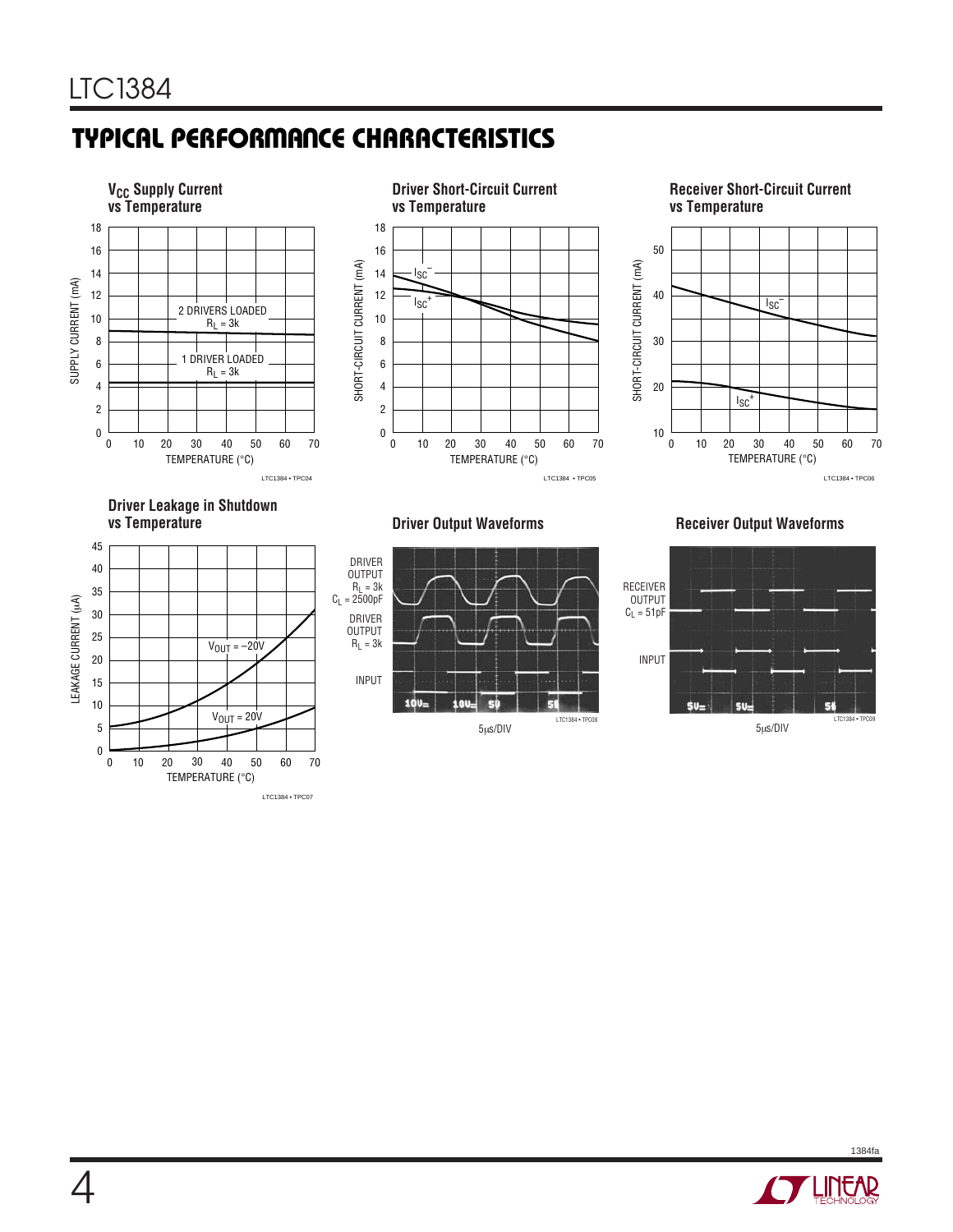## TYPICAL PERFORMANCE CHARACTERISTICS

**$V_{CC}$ Supply Current vs Temperature**

SUPPLY CURRENT (mA) vs TEMPERATURE (°C)

2 DRIVERS LOADED $R_L$ = 3k

1 DRIVER LOADED $R_L$ = 3k

LTC1384 • TPC04

**Driver Short-Circuit Current vs Temperature**

SHORT-CIRCUIT CURRENT (mA) vs TEMPERATURE (°C)

$I_{SC}^-$

$I_{SC}^+$

LTC1384 • TPC05

**Receiver Short-Circuit Current vs Temperature**

SHORT-CIRCUIT CURRENT (mA) vs TEMPERATURE (°C)

$I_{SC}^-$

$I_{SC}^+$

LTC1384 • TPC06

**Driver Leakage in Shutdown vs Temperature**

LEAKAGE CURRENT (µA) vs TEMPERATURE (°C)

$V_{OUT}$ = –20V

$V_{OUT}$ = 20V

LTC1384 • TPC07

**Driver Output Waveforms**

DRIVER OUTPUT $R_L$ = 3k $C_L$ = 2500pF

DRIVER OUTPUT $R_L$ = 3k

INPUT

5µs/DIV

LTC1384 • TPC08

**Receiver Output Waveforms**

RECEIVER OUTPUT $C_L$ = 51pF

INPUT

5µs/DIV

LTC1384 • TPC09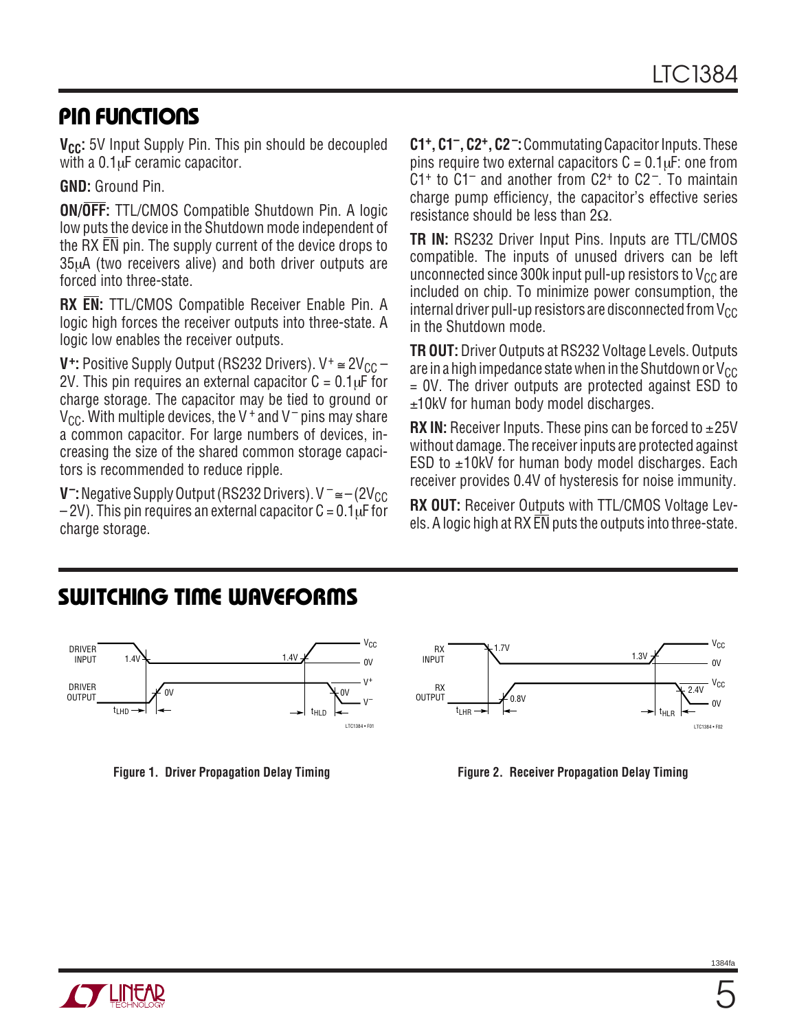## PIN FUNCTIONS

**$V_{CC}$:** 5V Input Supply Pin. This pin should be decoupled with a 0.1μF ceramic capacitor.

**GND:** Ground Pin.

**ON/$\overline{\text{OFF}}$:** TTL/CMOS Compatible Shutdown Pin. A logic low puts the device in the Shutdown mode independent of the RX $\overline{\text{EN}}$ pin. The supply current of the device drops to 35μA (two receivers alive) and both driver outputs are forced into three-state.

**RX $\overline{\text{EN}}$:** TTL/CMOS Compatible Receiver Enable Pin. A logic high forces the receiver outputs into three-state. A logic low enables the receiver outputs.

**$V^+$:** Positive Supply Output (RS232 Drivers). $V^+ \cong 2V_{CC} - 2V$. This pin requires an external capacitor C = 0.1μF for charge storage. The capacitor may be tied to ground or $V_{CC}$. With multiple devices, the $V^+$ and $V^-$ pins may share a common capacitor. For large numbers of devices, increasing the size of the shared common storage capacitors is recommended to reduce ripple.

**$V^-$:** Negative Supply Output (RS232 Drivers). $V^- \cong -(2V_{CC} - 2V)$. This pin requires an external capacitor C = 0.1μF for charge storage.

**$C1^+$, $C1^-$, $C2^+$, $C2^-$:** Commutating Capacitor Inputs. These pins require two external capacitors C = 0.1μF: one from $C1^+$ to $C1^-$ and another from $C2^+$ to $C2^-$. To maintain charge pump efficiency, the capacitor's effective series resistance should be less than 2Ω.

**TR IN:** RS232 Driver Input Pins. Inputs are TTL/CMOS compatible. The inputs of unused drivers can be left unconnected since 300k input pull-up resistors to $V_{CC}$ are included on chip. To minimize power consumption, the internal driver pull-up resistors are disconnected from $V_{CC}$ in the Shutdown mode.

**TR OUT:** Driver Outputs at RS232 Voltage Levels. Outputs are in a high impedance state when in the Shutdown or $V_{CC}$ = 0V. The driver outputs are protected against ESD to ±10kV for human body model discharges.

**RX IN:** Receiver Inputs. These pins can be forced to ±25V without damage. The receiver inputs are protected against ESD to ±10kV for human body model discharges. Each receiver provides 0.4V of hysteresis for noise immunity.

**RX OUT:** Receiver Outputs with TTL/CMOS Voltage Levels. A logic high at RX $\overline{\text{EN}}$ puts the outputs into three-state.

## SWITCHING TIME WAVEFORMS

Figure 1. Driver Propagation Delay Timing

Figure 2. Receiver Propagation Delay Timing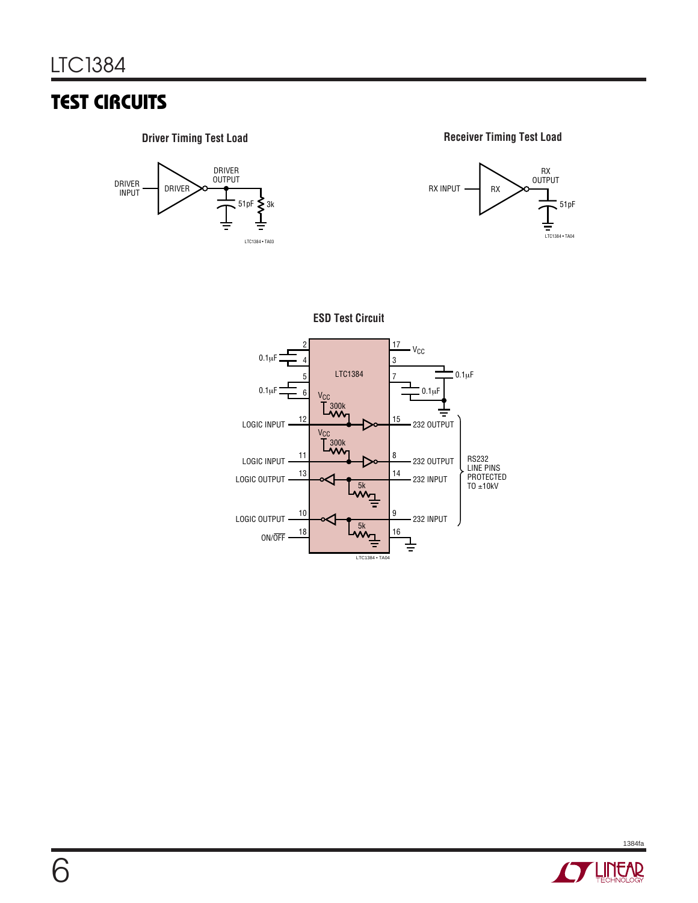## TEST CIRCUITS

**Driver Timing Test Load**

DRIVER INPUT — DRIVER — DRIVER OUTPUT — 51pF — 3k

LTC1384 • TA03

**Receiver Timing Test Load**

RX INPUT — RX — RX OUTPUT — 51pF

LTC1384 • TA04

**ESD Test Circuit**

LTC1384

0.1μF (pins 2, 4)
0.1μF (pins 5, 6)
17 $V_{CC}$
3, 7 — 0.1μF, 0.1μF

$V_{CC}$ 300k
LOGIC INPUT 12 — 15 232 OUTPUT

$V_{CC}$ 300k
LOGIC INPUT 11 — 8 232 OUTPUT

LOGIC OUTPUT 13 — 14 232 INPUT (5k)

LOGIC OUTPUT 10 — 9 232 INPUT (5k)

ON/$\overline{\text{OFF}}$ 18 — 16

RS232 LINE PINS PROTECTED TO ±10kV

LTC1384 • TA04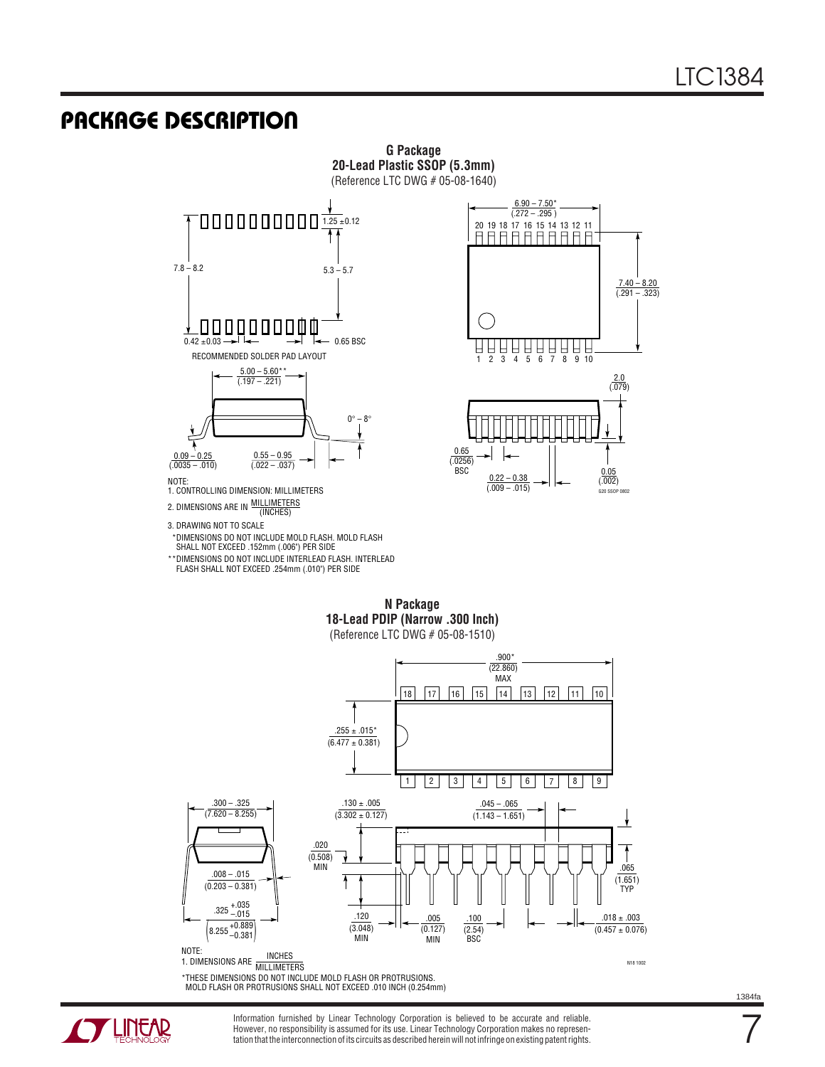## PACKAGE DESCRIPTION

**G Package**
**20-Lead Plastic SSOP (5.3mm)**
(Reference LTC DWG # 05-08-1640)

RECOMMENDED SOLDER PAD LAYOUT

NOTE:
1. CONTROLLING DIMENSION: MILLIMETERS
2. DIMENSIONS ARE IN MILLIMETERS / (INCHES)
3. DRAWING NOT TO SCALE

\*DIMENSIONS DO NOT INCLUDE MOLD FLASH. MOLD FLASH SHALL NOT EXCEED .152mm (.006") PER SIDE

\*\*DIMENSIONS DO NOT INCLUDE INTERLEAD FLASH. INTERLEAD FLASH SHALL NOT EXCEED .254mm (.010") PER SIDE

**N Package**
**18-Lead PDIP (Narrow .300 Inch)**
(Reference LTC DWG # 05-08-1510)

NOTE:
1. DIMENSIONS ARE INCHES / MILLIMETERS

\*THESE DIMENSIONS DO NOT INCLUDE MOLD FLASH OR PROTRUSIONS. MOLD FLASH OR PROTRUSIONS SHALL NOT EXCEED .010 INCH (0.254mm)

Information furnished by Linear Technology Corporation is believed to be accurate and reliable. However, no responsibility is assumed for its use. Linear Technology Corporation makes no representation that the interconnection of its circuits as described herein will not infringe on existing patent rights.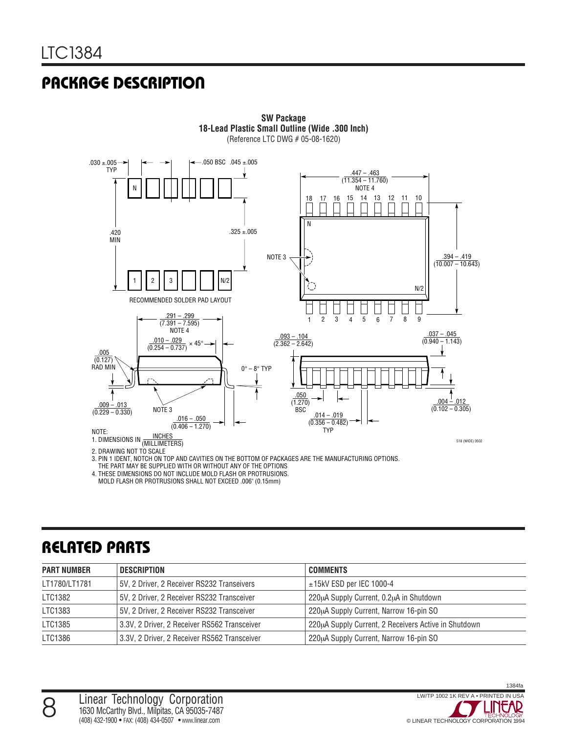## PACKAGE DESCRIPTION

**SW Package**
**18-Lead Plastic Small Outline (Wide .300 Inch)**
(Reference LTC DWG # 05-08-1620)

.030 ±.005 TYP

.050 BSC

.045 ±.005

.420 MIN

.325 ±.005

N

1 2 3 N/2

RECOMMENDED SOLDER PAD LAYOUT

.447 – .463 (11.354 – 11.760) NOTE 4

18 17 16 15 14 13 12 11 10

N

NOTE 3

.394 – .419 (10.007 – 10.643)

N/2

1 2 3 4 5 6 7 8 9

.291 – .299 (7.391 – 7.595) NOTE 4

.010 – .029 (0.254 – 0.737) × 45°

.005 (0.127) RAD MIN

.009 – .013 (0.229 – 0.330)

NOTE 3

.016 – .050 (0.406 – 1.270)

0° – 8° TYP

.093 – .104 (2.362 – 2.642)

.037 – .045 (0.940 – 1.143)

.050 (1.270) BSC

.014 – .019 (0.356 – 0.482) TYP

.004 – .012 (0.102 – 0.305)

S18 (WIDE) 0502

NOTE:
1. DIMENSIONS IN INCHES (MILLIMETERS)
2. DRAWING NOT TO SCALE
3. PIN 1 IDENT, NOTCH ON TOP AND CAVITIES ON THE BOTTOM OF PACKAGES ARE THE MANUFACTURING OPTIONS. THE PART MAY BE SUPPLIED WITH OR WITHOUT ANY OF THE OPTIONS
4. THESE DIMENSIONS DO NOT INCLUDE MOLD FLASH OR PROTRUSIONS. MOLD FLASH OR PROTRUSIONS SHALL NOT EXCEED .006" (0.15mm)

## RELATED PARTS

| PART NUMBER | DESCRIPTION | COMMENTS |
|---|---|---|
| LT1780/LT1781 | 5V, 2 Driver, 2 Receiver RS232 Transeivers | ±15kV ESD per IEC 1000-4 |
| LTC1382 | 5V, 2 Driver, 2 Receiver RS232 Transceiver | 220µA Supply Current, 0.2µA in Shutdown |
| LTC1383 | 5V, 2 Driver, 2 Receiver RS232 Transceiver | 220µA Supply Current, Narrow 16-pin SO |
| LTC1385 | 3.3V, 2 Driver, 2 Receiver RS562 Transceiver | 220µA Supply Current, 2 Receivers Active in Shutdown |
| LTC1386 | 3.3V, 2 Driver, 2 Receiver RS562 Transceiver | 220µA Supply Current, Narrow 16-pin SO |

Linear Technology Corporation
1630 McCarthy Blvd., Milpitas, CA 95035-7487
(408) 432-1900 • FAX: (408) 434-0507 • www.linear.com

LW/TP 1002 1K REV A • PRINTED IN USA
© LINEAR TECHNOLOGY CORPORATION 1994